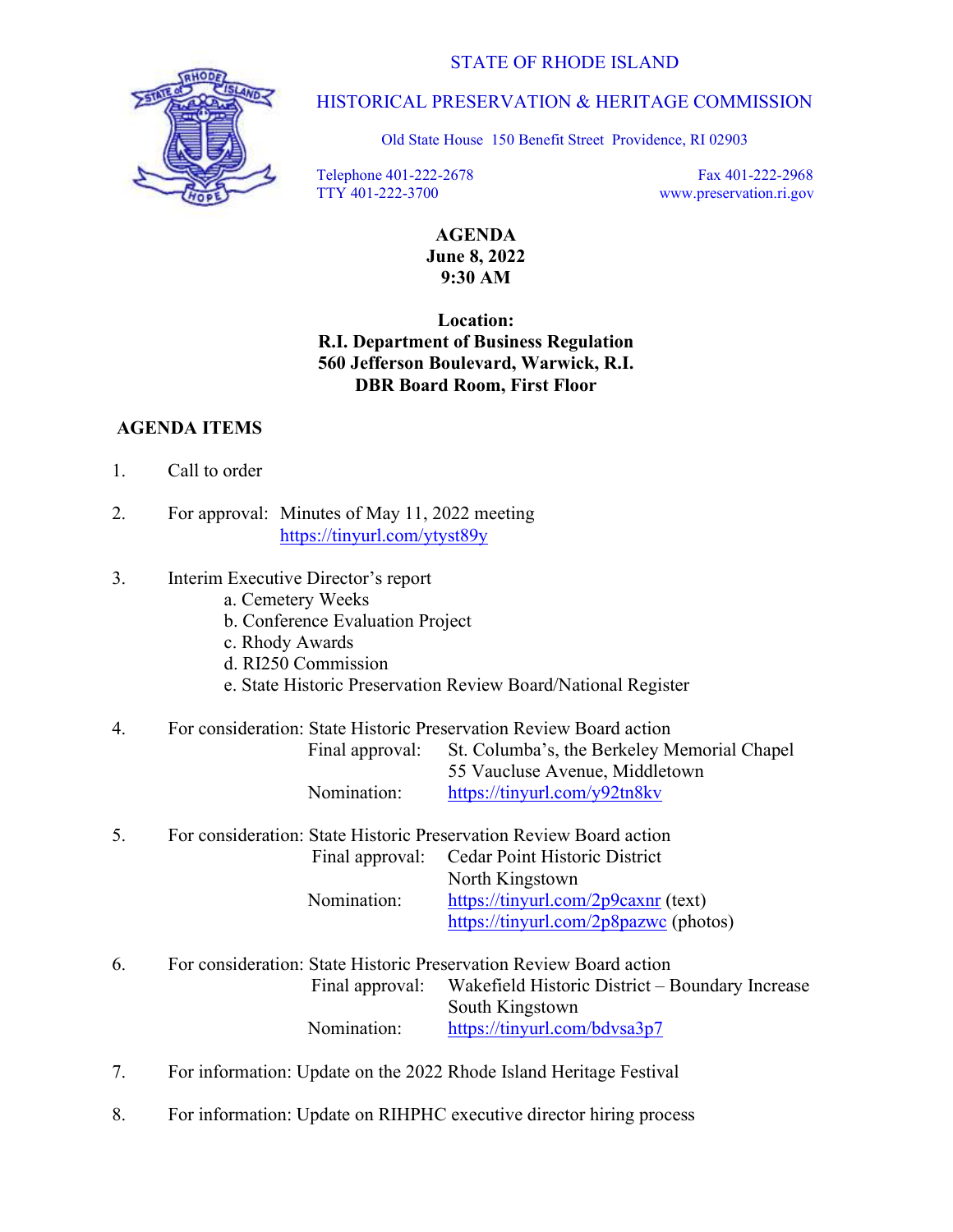STATE OF RHODE ISLAND

HISTORICAL PRESERVATION & HERITAGE COMMISSION

Old State House 150 Benefit Street Providence, RI 02903

Telephone 401-222-2678
TTY 401-222-3700

Fax 401-222-2968
www.preservation.ri.gov

**AGENDA**
**June 8, 2022**
**9:30 AM**

**Location:**
**R.I. Department of Business Regulation**
**560 Jefferson Boulevard, Warwick, R.I.**
**DBR Board Room, First Floor**

## AGENDA ITEMS

1. Call to order

2. For approval: Minutes of May 11, 2022 meeting
   https://tinyurl.com/ytyst89y

3. Interim Executive Director's report
   a. Cemetery Weeks
   b. Conference Evaluation Project
   c. Rhody Awards
   d. RI250 Commission
   e. State Historic Preservation Review Board/National Register

4. For consideration: State Historic Preservation Review Board action
   Final approval: St. Columba's, the Berkeley Memorial Chapel
   55 Vaucluse Avenue, Middletown
   Nomination: https://tinyurl.com/y92tn8kv

5. For consideration: State Historic Preservation Review Board action
   Final approval: Cedar Point Historic District
   North Kingstown
   Nomination: https://tinyurl.com/2p9caxnr (text)
   https://tinyurl.com/2p8pazwc (photos)

6. For consideration: State Historic Preservation Review Board action
   Final approval: Wakefield Historic District – Boundary Increase
   South Kingstown
   Nomination: https://tinyurl.com/bdvsa3p7

7. For information: Update on the 2022 Rhode Island Heritage Festival

8. For information: Update on RIHPHC executive director hiring process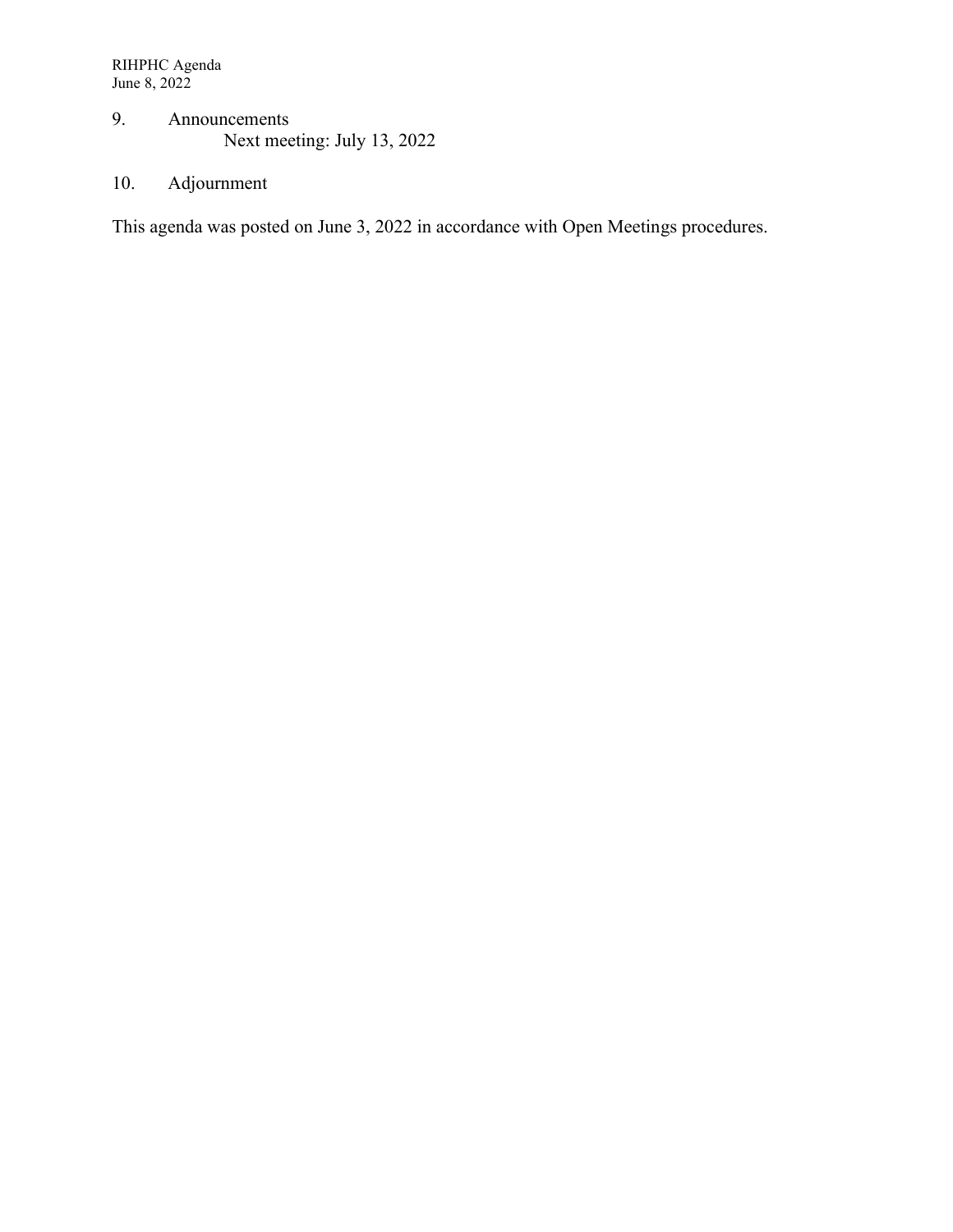9. Announcements
   Next meeting: July 13, 2022

10. Adjournment

This agenda was posted on June 3, 2022 in accordance with Open Meetings procedures.